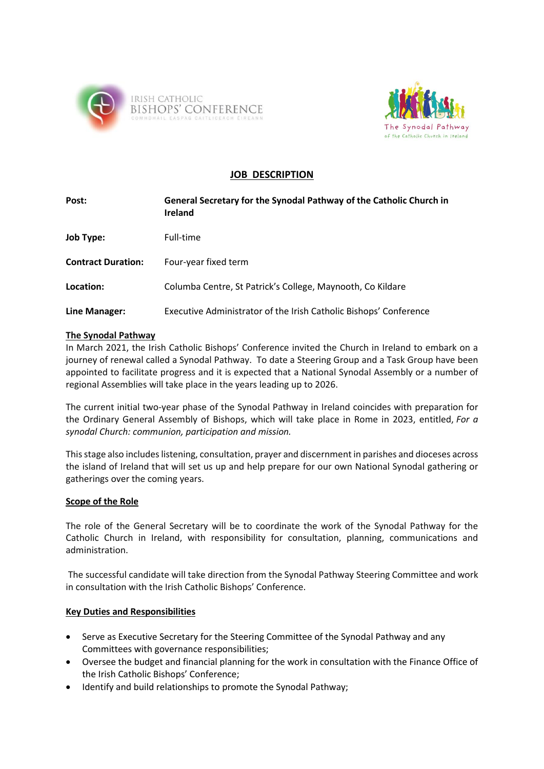IRISH CATHOLIC BISHOPS' CONFERENCE
COMHDHÁIL EASPAG CAITLICEACH ÉIREANN

The Synodal Pathway
of the Catholic Church in Ireland

# JOB DESCRIPTION

| | |
|---|---|
| **Post:** | **General Secretary for the Synodal Pathway of the Catholic Church in Ireland** |
| **Job Type:** | Full-time |
| **Contract Duration:** | Four-year fixed term |
| **Location:** | Columba Centre, St Patrick's College, Maynooth, Co Kildare |
| **Line Manager:** | Executive Administrator of the Irish Catholic Bishops' Conference |

## The Synodal Pathway

In March 2021, the Irish Catholic Bishops' Conference invited the Church in Ireland to embark on a journey of renewal called a Synodal Pathway. To date a Steering Group and a Task Group have been appointed to facilitate progress and it is expected that a National Synodal Assembly or a number of regional Assemblies will take place in the years leading up to 2026.

The current initial two-year phase of the Synodal Pathway in Ireland coincides with preparation for the Ordinary General Assembly of Bishops, which will take place in Rome in 2023, entitled, *For a synodal Church: communion, participation and mission.*

This stage also includes listening, consultation, prayer and discernment in parishes and dioceses across the island of Ireland that will set us up and help prepare for our own National Synodal gathering or gatherings over the coming years.

## Scope of the Role

The role of the General Secretary will be to coordinate the work of the Synodal Pathway for the Catholic Church in Ireland, with responsibility for consultation, planning, communications and administration.

The successful candidate will take direction from the Synodal Pathway Steering Committee and work in consultation with the Irish Catholic Bishops' Conference.

## Key Duties and Responsibilities

- Serve as Executive Secretary for the Steering Committee of the Synodal Pathway and any Committees with governance responsibilities;
- Oversee the budget and financial planning for the work in consultation with the Finance Office of the Irish Catholic Bishops' Conference;
- Identify and build relationships to promote the Synodal Pathway;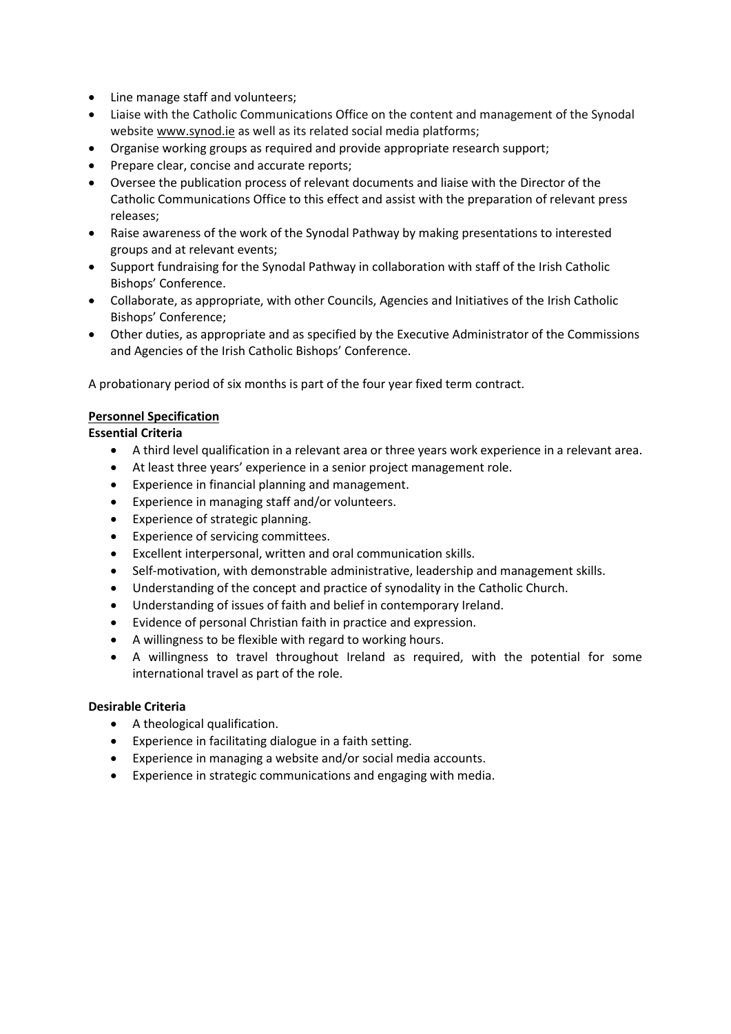- Line manage staff and volunteers;
- Liaise with the Catholic Communications Office on the content and management of the Synodal website www.synod.ie as well as its related social media platforms;
- Organise working groups as required and provide appropriate research support;
- Prepare clear, concise and accurate reports;
- Oversee the publication process of relevant documents and liaise with the Director of the Catholic Communications Office to this effect and assist with the preparation of relevant press releases;
- Raise awareness of the work of the Synodal Pathway by making presentations to interested groups and at relevant events;
- Support fundraising for the Synodal Pathway in collaboration with staff of the Irish Catholic Bishops' Conference.
- Collaborate, as appropriate, with other Councils, Agencies and Initiatives of the Irish Catholic Bishops' Conference;
- Other duties, as appropriate and as specified by the Executive Administrator of the Commissions and Agencies of the Irish Catholic Bishops' Conference.

A probationary period of six months is part of the four year fixed term contract.

**Personnel Specification**

**Essential Criteria**

- A third level qualification in a relevant area or three years work experience in a relevant area.
- At least three years' experience in a senior project management role.
- Experience in financial planning and management.
- Experience in managing staff and/or volunteers.
- Experience of strategic planning.
- Experience of servicing committees.
- Excellent interpersonal, written and oral communication skills.
- Self-motivation, with demonstrable administrative, leadership and management skills.
- Understanding of the concept and practice of synodality in the Catholic Church.
- Understanding of issues of faith and belief in contemporary Ireland.
- Evidence of personal Christian faith in practice and expression.
- A willingness to be flexible with regard to working hours.
- A willingness to travel throughout Ireland as required, with the potential for some international travel as part of the role.

**Desirable Criteria**

- A theological qualification.
- Experience in facilitating dialogue in a faith setting.
- Experience in managing a website and/or social media accounts.
- Experience in strategic communications and engaging with media.